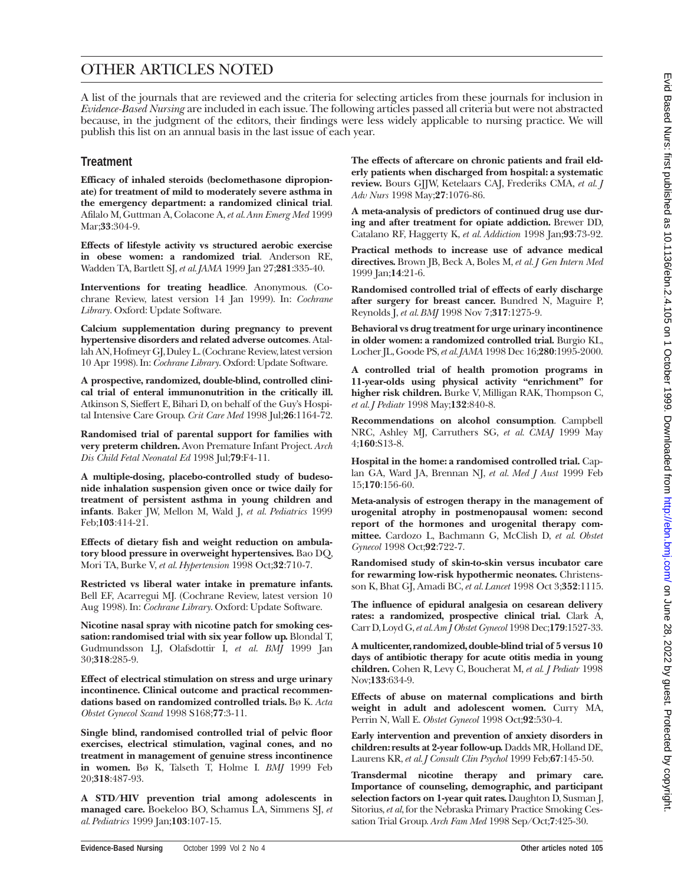# OTHER ARTICLES NOTED

A list of the journals that are reviewed and the criteria for selecting articles from these journals for inclusion in *Evidence-Based Nursing* are included in each issue. The following articles passed all criteria but were not abstracted because, in the judgment of the editors, their findings were less widely applicable to nursing practice. We will publish this list on an annual basis in the last issue of each year.

## Treatment

**Efficacy of inhaled steroids (beclomethasone dipropionate) for treatment of mild to moderately severe asthma in the emergency department: a randomized clinical trial**. Afilalo M, Guttman A, Colacone A, *et al. Ann Emerg Med* 1999 Mar;**33**:304-9.

**Effects of lifestyle activity vs structured aerobic exercise in obese women: a randomized trial**. Anderson RE, Wadden TA, Bartlett SJ, *et al. JAMA* 1999 Jan 27;**281**:335-40.

**Interventions for treating headlice**. Anonymous. (Cochrane Review, latest version 14 Jan 1999). In: *Cochrane Library*. Oxford: Update Software.

**Calcium supplementation during pregnancy to prevent hypertensive disorders and related adverse outcomes**. Atallah AN, Hofmeyr GJ, Duley L. (Cochrane Review, latest version 10 Apr 1998). In: *Cochrane Library*. Oxford: Update Software.

**A prospective, randomized, double-blind, controlled clinical trial of enteral immunonutrition in the critically ill.** Atkinson S, Sieffert E, Bihari D, on behalf of the Guy's Hospital Intensive Care Group. *Crit Care Med* 1998 Jul;**26**:1164-72.

**Randomised trial of parental support for families with very preterm children.** Avon Premature Infant Project. *Arch Dis Child Fetal Neonatal Ed* 1998 Jul;**79**:F4-11.

**A multiple-dosing, placebo-controlled study of budesonide inhalation suspension given once or twice daily for treatment of persistent asthma in young children and infants**. Baker JW, Mellon M, Wald J, *et al. Pediatrics* 1999 Feb;**103**:414-21.

**Effects of dietary fish and weight reduction on ambulatory blood pressure in overweight hypertensives.** Bao DQ, Mori TA, Burke V, *et al. Hypertension* 1998 Oct;**32**:710-7.

**Restricted vs liberal water intake in premature infants.** Bell EF, Acarregui MJ. (Cochrane Review, latest version 10 Aug 1998). In: *Cochrane Library*. Oxford: Update Software.

**Nicotine nasal spray with nicotine patch for smoking cessation: randomised trial with six year follow up.** Blondal T, Gudmundsson LJ, Olafsdottir I, *et al. BMJ* 1999 Jan 30;**318**:285-9.

**Effect of electrical stimulation on stress and urge urinary incontinence. Clinical outcome and practical recommendations based on randomized controlled trials.** Bø K. *Acta Obstet Gynecol Scand* 1998 S168;**77**:3-11.

**Single blind, randomised controlled trial of pelvic floor exercises, electrical stimulation, vaginal cones, and no treatment in management of genuine stress incontinence in women.** Bø K, Talseth T, Holme I. *BMJ* 1999 Feb 20;**318**:487-93.

**A STD/HIV prevention trial among adolescents in managed care.** Boekeloo BO, Schamus LA, Simmens SJ, *et al. Pediatrics* 1999 Jan;**103**:107-15.

**The effects of aftercare on chronic patients and frail elderly patients when discharged from hospital: a systematic review.** Bours GJJW, Ketelaars CAJ, Frederiks CMA, *et al. J Adv Nurs* 1998 May;**27**:1076-86.

**A meta-analysis of predictors of continued drug use during and after treatment for opiate addiction.** Brewer DD, Catalano RF, Haggerty K, *et al. Addiction* 1998 Jan;**93**:73-92.

**Practical methods to increase use of advance medical directives.** Brown JB, Beck A, Boles M, *et al. J Gen Intern Med* 1999 Jan;**14**:21-6.

**Randomised controlled trial of effects of early discharge after surgery for breast cancer.** Bundred N, Maguire P, Reynolds J, *et al. BMJ* 1998 Nov 7;**317**:1275-9.

**Behavioral vs drug treatment for urge urinary incontinence in older women: a randomized controlled trial.** Burgio KL, Locher JL, Goode PS, *et al. JAMA* 1998 Dec 16;**280**:1995-2000.

**A controlled trial of health promotion programs in 11-year-olds using physical activity "enrichment" for higher risk children.** Burke V, Milligan RAK, Thompson C, *et al. J Pediatr* 1998 May;**132**:840-8.

**Recommendations on alcohol consumption**. Campbell NRC, Ashley MJ, Carruthers SG, *et al. CMAJ* 1999 May 4;**160**:S13-8.

**Hospital in the home: a randomised controlled trial.** Caplan GA, Ward JA, Brennan NJ, *et al. Med J Aust* 1999 Feb 15;**170**:156-60.

**Meta-analysis of estrogen therapy in the management of urogenital atrophy in postmenopausal women: second report of the hormones and urogenital therapy committee.** Cardozo L, Bachmann G, McClish D, *et al. Obstet Gynecol* 1998 Oct;**92**:722-7.

**Randomised study of skin-to-skin versus incubator care for rewarming low-risk hypothermic neonates.** Christensson K, Bhat GJ, Amadi BC, *et al. Lancet* 1998 Oct 3;**352**:1115.

**The influence of epidural analgesia on cesarean delivery rates: a randomized, prospective clinical trial.** Clark A, Carr D, Loyd G, *et al. Am J Obstet Gynecol* 1998 Dec;**179**:1527-33.

**A multicenter, randomized, double-blind trial of 5 versus 10 days of antibiotic therapy for acute otitis media in young children.** Cohen R, Levy C, Boucherat M, *et al. J Pediatr* 1998 Nov;**133**:634-9.

**Effects of abuse on maternal complications and birth weight in adult and adolescent women.** Curry MA, Perrin N, Wall E. *Obstet Gynecol* 1998 Oct;**92**:530-4.

**Early intervention and prevention of anxiety disorders in children: results at 2-year follow-up.** Dadds MR, Holland DE, Laurens KR, *et al. J Consult Clin Psychol* 1999 Feb;**67**:145-50.

**Transdermal nicotine therapy and primary care. Importance of counseling, demographic, and participant selection factors on 1-year quit rates.** Daughton D, Susman J, Sitorius, *et al*, for the Nebraska Primary Practice Smoking Cessation Trial Group. *Arch Fam Med* 1998 Sep/Oct;**7**:425-30.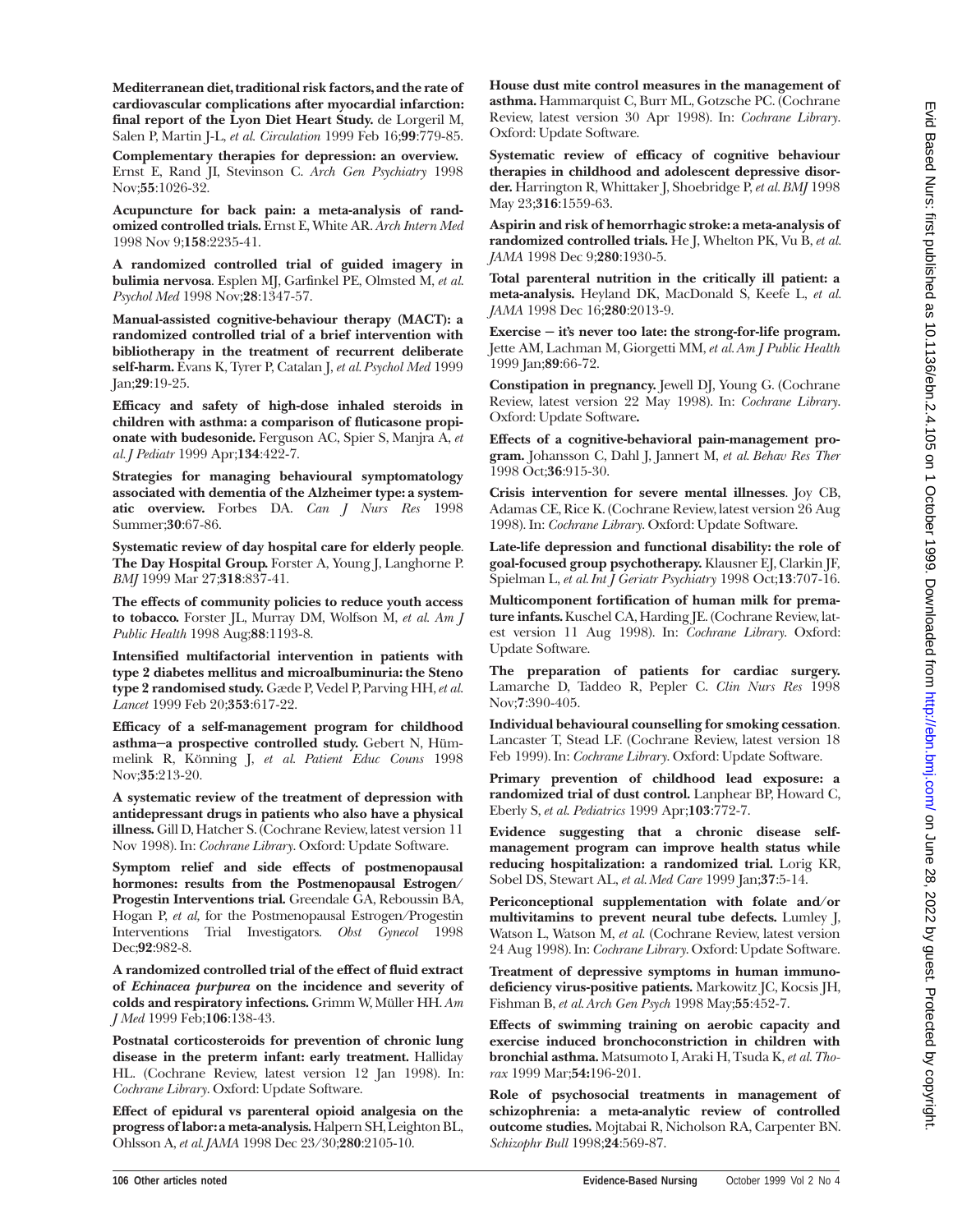**Mediterranean diet, traditional risk factors, and the rate of cardiovascular complications after myocardial infarction: final report of the Lyon Diet Heart Study.** de Lorgeril M, Salen P, Martin J-L, *et al. Circulation* 1999 Feb 16;**99**:779-85.

**Complementary therapies for depression: an overview.** Ernst E, Rand JI, Stevinson C. *Arch Gen Psychiatry* 1998 Nov;**55**:1026-32.

**Acupuncture for back pain: a meta-analysis of randomized controlled trials.** Ernst E, White AR. *Arch Intern Med* 1998 Nov 9;**158**:2235-41.

**A randomized controlled trial of guided imagery in bulimia nervosa**. Esplen MJ, Garfinkel PE, Olmsted M, *et al. Psychol Med* 1998 Nov;**28**:1347-57.

**Manual-assisted cognitive-behaviour therapy (MACT): a randomized controlled trial of a brief intervention with bibliotherapy in the treatment of recurrent deliberate self-harm.** Evans K, Tyrer P, Catalan J, *et al. Psychol Med* 1999 Jan;**29**:19-25.

**Efficacy and safety of high-dose inhaled steroids in children with asthma: a comparison of fluticasone propionate with budesonide.** Ferguson AC, Spier S, Manjra A, *et al. J Pediatr* 1999 Apr;**134**:422-7.

**Strategies for managing behavioural symptomatology associated with dementia of the Alzheimer type: a systematic overview.** Forbes DA. *Can J Nurs Res* 1998 Summer;**30**:67-86.

**Systematic review of day hospital care for elderly people**. **The Day Hospital Group.** Forster A, Young J, Langhorne P. *BMJ* 1999 Mar 27;**318**:837-41.

**The effects of community policies to reduce youth access to tobacco.** Forster JL, Murray DM, Wolfson M, *et al. Am J Public Health* 1998 Aug;**88**:1193-8.

**Intensified multifactorial intervention in patients with type 2 diabetes mellitus and microalbuminuria: the Steno type 2 randomised study.** Gæde P, Vedel P, Parving HH, *et al. Lancet* 1999 Feb 20;**353**:617-22.

**Efficacy of a self-management program for childhood asthma—a prospective controlled study.** Gebert N, Hümmelink R, Könning J, *et al. Patient Educ Couns* 1998 Nov;**35**:213-20.

**A systematic review of the treatment of depression with antidepressant drugs in patients who also have a physical illness.** Gill D, Hatcher S. (Cochrane Review, latest version 11 Nov 1998). In: *Cochrane Library*. Oxford: Update Software.

**Symptom relief and side effects of postmenopausal hormones: results from the Postmenopausal Estrogen/Progestin Interventions trial.** Greendale GA, Reboussin BA, Hogan P, *et al*, for the Postmenopausal Estrogen/Progestin Interventions Trial Investigators. *Obst Gynecol* 1998 Dec;**92**:982-8.

**A randomized controlled trial of the effect of fluid extract of *Echinacea purpurea* on the incidence and severity of colds and respiratory infections.** Grimm W, Müller HH. *Am J Med* 1999 Feb;**106**:138-43.

**Postnatal corticosteroids for prevention of chronic lung disease in the preterm infant: early treatment.** Halliday HL. (Cochrane Review, latest version 12 Jan 1998). In: *Cochrane Library*. Oxford: Update Software.

**Effect of epidural vs parenteral opioid analgesia on the progress of labor: a meta-analysis.** Halpern SH, Leighton BL, Ohlsson A, *et al. JAMA* 1998 Dec 23/30;**280**:2105-10.

**House dust mite control measures in the management of asthma.** Hammarquist C, Burr ML, Gotzsche PC. (Cochrane Review, latest version 30 Apr 1998). In: *Cochrane Library*. Oxford: Update Software.

**Systematic review of efficacy of cognitive behaviour therapies in childhood and adolescent depressive disorder.** Harrington R, Whittaker J, Shoebridge P, *et al. BMJ* 1998 May 23;**316**:1559-63.

**Aspirin and risk of hemorrhagic stroke: a meta-analysis of randomized controlled trials.** He J, Whelton PK, Vu B, *et al. JAMA* 1998 Dec 9;**280**:1930-5.

**Total parenteral nutrition in the critically ill patient: a meta-analysis.** Heyland DK, MacDonald S, Keefe L, *et al. JAMA* 1998 Dec 16;**280**:2013-9.

**Exercise — it's never too late: the strong-for-life program.** Jette AM, Lachman M, Giorgetti MM, *et al. Am J Public Health* 1999 Jan;**89**:66-72.

**Constipation in pregnancy.** Jewell DJ, Young G. (Cochrane Review, latest version 22 May 1998). In: *Cochrane Library*. Oxford: Update Software**.**

**Effects of a cognitive-behavioral pain-management program.** Johansson C, Dahl J, Jannert M, *et al. Behav Res Ther* 1998 Oct;**36**:915-30.

**Crisis intervention for severe mental illnesses**. Joy CB, Adamas CE, Rice K. (Cochrane Review, latest version 26 Aug 1998). In: *Cochrane Library*. Oxford: Update Software.

**Late-life depression and functional disability: the role of goal-focused group psychotherapy.** Klausner EJ, Clarkin JF, Spielman L, *et al. Int J Geriatr Psychiatry* 1998 Oct;**13**:707-16.

**Multicomponent fortification of human milk for premature infants.** Kuschel CA, Harding JE. (Cochrane Review, latest version 11 Aug 1998). In: *Cochrane Library*. Oxford: Update Software.

**The preparation of patients for cardiac surgery.** Lamarche D, Taddeo R, Pepler C. *Clin Nurs Res* 1998 Nov;**7**:390-405.

**Individual behavioural counselling for smoking cessation**. Lancaster T, Stead LF. (Cochrane Review, latest version 18 Feb 1999). In: *Cochrane Library*. Oxford: Update Software.

**Primary prevention of childhood lead exposure: a randomized trial of dust control.** Lanphear BP, Howard C, Eberly S, *et al. Pediatrics* 1999 Apr;**103**:772-7.

**Evidence suggesting that a chronic disease self-management program can improve health status while reducing hospitalization: a randomized trial.** Lorig KR, Sobel DS, Stewart AL, *et al. Med Care* 1999 Jan;**37**:5-14.

**Periconceptional supplementation with folate and/or multivitamins to prevent neural tube defects.** Lumley J, Watson L, Watson M, *et al.* (Cochrane Review, latest version 24 Aug 1998). In: *Cochrane Library*. Oxford: Update Software.

**Treatment of depressive symptoms in human immunodeficiency virus-positive patients.** Markowitz JC, Kocsis JH, Fishman B, *et al. Arch Gen Psych* 1998 May;**55**:452-7.

**Effects of swimming training on aerobic capacity and exercise induced bronchoconstriction in children with bronchial asthma.** Matsumoto I, Araki H, Tsuda K, *et al. Thorax* 1999 Mar;**54:**196-201.

**Role of psychosocial treatments in management of schizophrenia: a meta-analytic review of controlled outcome studies.** Mojtabai R, Nicholson RA, Carpenter BN. *Schizophr Bull* 1998;**24**:569-87.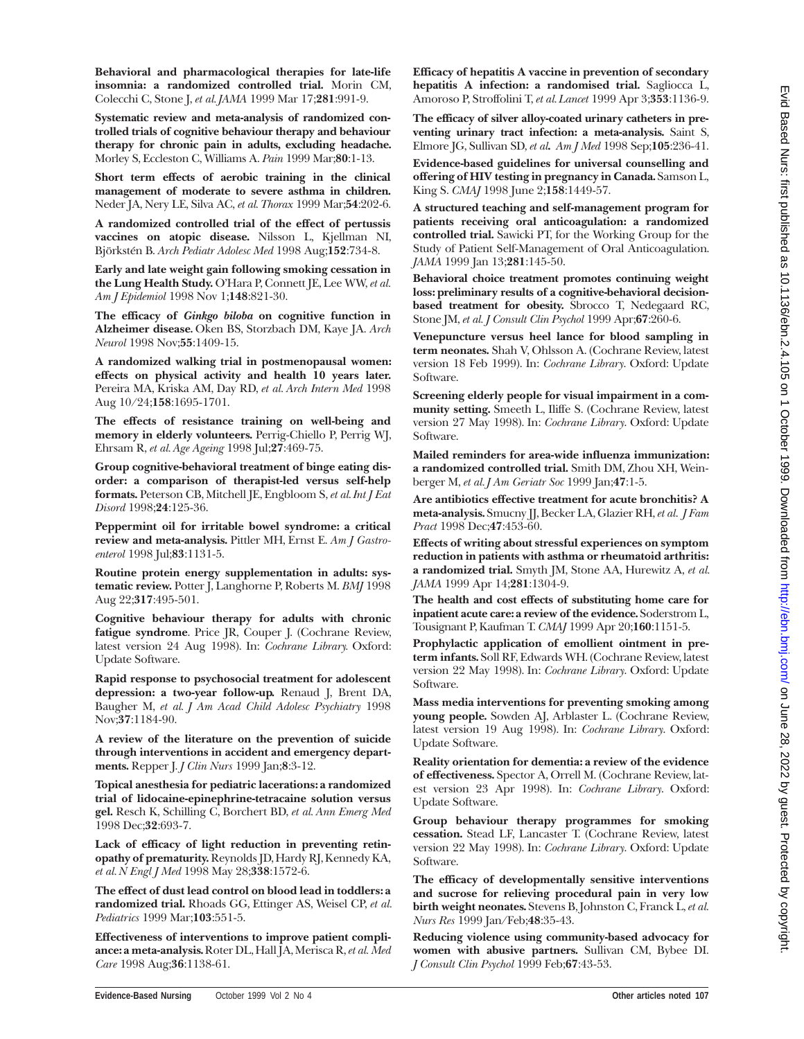**Behavioral and pharmacological therapies for late-life insomnia: a randomized controlled trial.** Morin CM, Colecchi C, Stone J, *et al. JAMA* 1999 Mar 17;**281**:991-9.

**Systematic review and meta-analysis of randomized controlled trials of cognitive behaviour therapy and behaviour therapy for chronic pain in adults, excluding headache.** Morley S, Eccleston C, Williams A. *Pain* 1999 Mar;**80**:1-13.

**Short term effects of aerobic training in the clinical management of moderate to severe asthma in children.** Neder JA, Nery LE, Silva AC, *et al. Thorax* 1999 Mar;**54**:202-6.

**A randomized controlled trial of the effect of pertussis vaccines on atopic disease.** Nilsson L, Kjellman NI, Björkstén B. *Arch Pediatr Adolesc Med* 1998 Aug;**152**:734-8.

**Early and late weight gain following smoking cessation in the Lung Health Study.** O'Hara P, Connett JE, Lee WW, *et al. Am J Epidemiol* 1998 Nov 1;**148**:821-30.

**The efficacy of *Ginkgo biloba* on cognitive function in Alzheimer disease.** Oken BS, Storzbach DM, Kaye JA. *Arch Neurol* 1998 Nov;**55**:1409-15.

**A randomized walking trial in postmenopausal women: effects on physical activity and health 10 years later.** Pereira MA, Kriska AM, Day RD, *et al. Arch Intern Med* 1998 Aug 10/24;**158**:1695-1701.

**The effects of resistance training on well-being and memory in elderly volunteers.** Perrig-Chiello P, Perrig WJ, Ehrsam R, *et al. Age Ageing* 1998 Jul;**27**:469-75.

**Group cognitive-behavioral treatment of binge eating disorder: a comparison of therapist-led versus self-help formats.** Peterson CB, Mitchell JE, Engbloom S, *et al. Int J Eat Disord* 1998;**24**:125-36.

**Peppermint oil for irritable bowel syndrome: a critical review and meta-analysis.** Pittler MH, Ernst E. *Am J Gastroenterol* 1998 Jul;**83**:1131-5.

**Routine protein energy supplementation in adults: systematic review.** Potter J, Langhorne P, Roberts M. *BMJ* 1998 Aug 22;**317**:495-501.

**Cognitive behaviour therapy for adults with chronic fatigue syndrome**. Price JR, Couper J. (Cochrane Review, latest version 24 Aug 1998). In: *Cochrane Library.* Oxford: Update Software.

**Rapid response to psychosocial treatment for adolescent depression: a two-year follow-up.** Renaud J, Brent DA, Baugher M, *et al. J Am Acad Child Adolesc Psychiatry* 1998 Nov;**37**:1184-90.

**A review of the literature on the prevention of suicide through interventions in accident and emergency departments.** Repper J. *J Clin Nurs* 1999 Jan;**8**:3-12.

**Topical anesthesia for pediatric lacerations: a randomized trial of lidocaine-epinephrine-tetracaine solution versus gel.** Resch K, Schilling C, Borchert BD, *et al. Ann Emerg Med* 1998 Dec;**32**:693-7.

**Lack of efficacy of light reduction in preventing retinopathy of prematurity.** Reynolds JD, Hardy RJ, Kennedy KA, *et al. N Engl J Med* 1998 May 28;**338**:1572-6.

**The effect of dust lead control on blood lead in toddlers: a randomized trial.** Rhoads GG, Ettinger AS, Weisel CP, *et al. Pediatrics* 1999 Mar;**103**:551-5.

**Effectiveness of interventions to improve patient compliance: a meta-analysis.** Roter DL, Hall JA, Merisca R, *et al. Med Care* 1998 Aug;**36**:1138-61.

**Efficacy of hepatitis A vaccine in prevention of secondary hepatitis A infection: a randomised trial.** Sagliocca L, Amoroso P, Stroffolini T, *et al. Lancet* 1999 Apr 3;**353**:1136-9.

**The efficacy of silver alloy-coated urinary catheters in preventing urinary tract infection: a meta-analysis.** Saint S, Elmore JG, Sullivan SD, *et al. Am J Med* 1998 Sep;**105**:236-41.

**Evidence-based guidelines for universal counselling and offering of HIV testing in pregnancy in Canada.** Samson L, King S. *CMAJ* 1998 June 2;**158**:1449-57.

**A structured teaching and self-management program for patients receiving oral anticoagulation: a randomized controlled trial.** Sawicki PT, for the Working Group for the Study of Patient Self-Management of Oral Anticoagulation. *JAMA* 1999 Jan 13;**281**:145-50.

**Behavioral choice treatment promotes continuing weight loss: preliminary results of a cognitive-behavioral decision-based treatment for obesity.** Sbrocco T, Nedegaard RC, Stone JM, *et al. J Consult Clin Psychol* 1999 Apr;**67**:260-6.

**Venepuncture versus heel lance for blood sampling in term neonates.** Shah V, Ohlsson A. (Cochrane Review, latest version 18 Feb 1999). In: *Cochrane Library.* Oxford: Update Software.

**Screening elderly people for visual impairment in a community setting.** Smeeth L, Iliffe S. (Cochrane Review, latest version 27 May 1998). In: *Cochrane Library.* Oxford: Update Software.

**Mailed reminders for area-wide influenza immunization: a randomized controlled trial.** Smith DM, Zhou XH, Weinberger M, *et al. J Am Geriatr Soc* 1999 Jan;**47**:1-5.

**Are antibiotics effective treatment for acute bronchitis? A meta-analysis.** Smucny JJ, Becker LA, Glazier RH, *et al. J Fam Pract* 1998 Dec;**47**:453-60.

**Effects of writing about stressful experiences on symptom reduction in patients with asthma or rheumatoid arthritis: a randomized trial.** Smyth JM, Stone AA, Hurewitz A, *et al. JAMA* 1999 Apr 14;**281**:1304-9.

**The health and cost effects of substituting home care for inpatient acute care: a review of the evidence.** Soderstrom L, Tousignant P, Kaufman T. *CMAJ* 1999 Apr 20;**160**:1151-5.

**Prophylactic application of emollient ointment in preterm infants.** Soll RF, Edwards WH. (Cochrane Review, latest version 22 May 1998). In: *Cochrane Library.* Oxford: Update Software.

**Mass media interventions for preventing smoking among young people.** Sowden AJ, Arblaster L. (Cochrane Review, latest version 19 Aug 1998). In: *Cochrane Library.* Oxford: Update Software.

**Reality orientation for dementia: a review of the evidence of effectiveness.** Spector A, Orrell M. (Cochrane Review, latest version 23 Apr 1998). In: *Cochrane Library.* Oxford: Update Software.

**Group behaviour therapy programmes for smoking cessation.** Stead LF, Lancaster T. (Cochrane Review, latest version 22 May 1998). In: *Cochrane Library.* Oxford: Update Software.

**The efficacy of developmentally sensitive interventions and sucrose for relieving procedural pain in very low birth weight neonates.** Stevens B, Johnston C, Franck L, *et al. Nurs Res* 1999 Jan/Feb;**48**:35-43.

**Reducing violence using community-based advocacy for women with abusive partners.** Sullivan CM, Bybee DI. *J Consult Clin Psychol* 1999 Feb;**67**:43-53.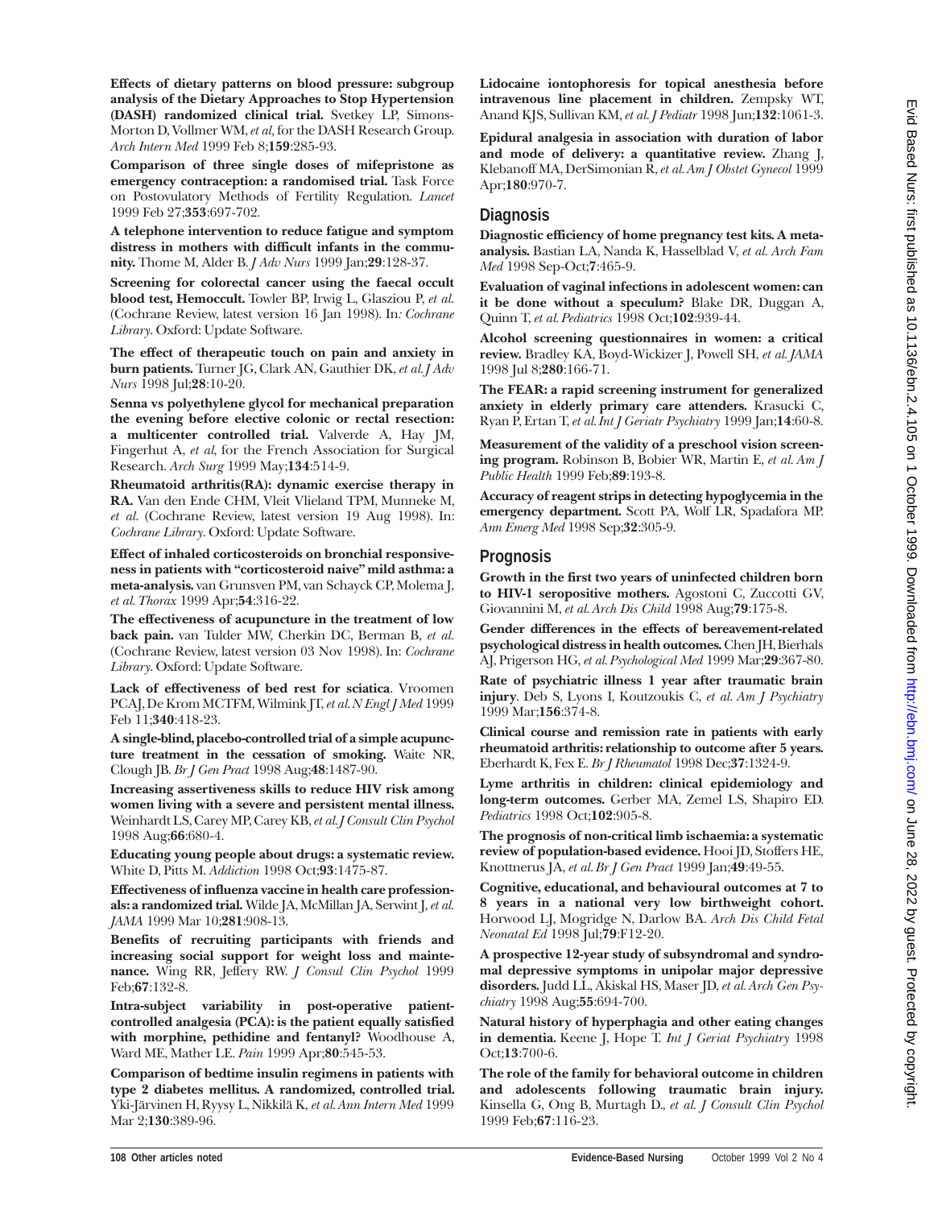**Effects of dietary patterns on blood pressure: subgroup analysis of the Dietary Approaches to Stop Hypertension (DASH) randomized clinical trial.** Svetkey LP, Simons-Morton D, Vollmer WM, *et al*, for the DASH Research Group. *Arch Intern Med* 1999 Feb 8;**159**:285-93.

**Comparison of three single doses of mifepristone as emergency contraception: a randomised trial.** Task Force on Postovulatory Methods of Fertility Regulation. *Lancet* 1999 Feb 27;**353**:697-702.

**A telephone intervention to reduce fatigue and symptom distress in mothers with difficult infants in the community.** Thome M, Alder B. *J Adv Nurs* 1999 Jan;**29**:128-37.

**Screening for colorectal cancer using the faecal occult blood test, Hemoccult.** Towler BP, Irwig L, Glasziou P, *et al*. (Cochrane Review, latest version 16 Jan 1998). In: *Cochrane Library*. Oxford: Update Software.

**The effect of therapeutic touch on pain and anxiety in burn patients.** Turner JG, Clark AN, Gauthier DK, *et al. J Adv Nurs* 1998 Jul;**28**:10-20.

**Senna vs polyethylene glycol for mechanical preparation the evening before elective colonic or rectal resection: a multicenter controlled trial.** Valverde A, Hay JM, Fingerhut A, *et al*, for the French Association for Surgical Research. *Arch Surg* 1999 May;**134**:514-9.

**Rheumatoid arthritis(RA): dynamic exercise therapy in RA.** Van den Ende CHM, Vleit Vlieland TPM, Munneke M, *et al*. (Cochrane Review, latest version 19 Aug 1998). In: *Cochrane Library*. Oxford: Update Software.

**Effect of inhaled corticosteroids on bronchial responsiveness in patients with "corticosteroid naive" mild asthma: a meta-analysis.** van Grunsven PM, van Schayck CP, Molema J, *et al. Thorax* 1999 Apr;**54**:316-22.

**The effectiveness of acupuncture in the treatment of low back pain.** van Tulder MW, Cherkin DC, Berman B, *et al.* (Cochrane Review, latest version 03 Nov 1998). In: *Cochrane Library*. Oxford: Update Software.

**Lack of effectiveness of bed rest for sciatica**. Vroomen PCAJ, De Krom MCTFM, Wilmink JT, *et al. N Engl J Med* 1999 Feb 11;**340**:418-23.

**A single-blind, placebo-controlled trial of a simple acupuncture treatment in the cessation of smoking.** Waite NR, Clough JB. *Br J Gen Pract* 1998 Aug;**48**:1487-90.

**Increasing assertiveness skills to reduce HIV risk among women living with a severe and persistent mental illness.** Weinhardt LS, Carey MP, Carey KB, *et al. J Consult Clin Psychol* 1998 Aug;**66**:680-4.

**Educating young people about drugs: a systematic review.** White D, Pitts M. *Addiction* 1998 Oct;**93**:1475-87.

**Effectiveness of influenza vaccine in health care professionals: a randomized trial.** Wilde JA, McMillan JA, Serwint J, *et al. JAMA* 1999 Mar 10;**281**:908-13.

**Benefits of recruiting participants with friends and increasing social support for weight loss and maintenance.** Wing RR, Jeffery RW. *J Consul Clin Psychol* 1999 Feb;**67**:132-8.

**Intra-subject variability in post-operative patient-controlled analgesia (PCA): is the patient equally satisfied with morphine, pethidine and fentanyl?** Woodhouse A, Ward ME, Mather LE. *Pain* 1999 Apr;**80**:545-53.

**Comparison of bedtime insulin regimens in patients with type 2 diabetes mellitus. A randomized, controlled trial.** Yki-Järvinen H, Ryysy L, Nikkilä K, *et al. Ann Intern Med* 1999 Mar 2;**130**:389-96.

**Lidocaine iontophoresis for topical anesthesia before intravenous line placement in children.** Zempsky WT, Anand KJS, Sullivan KM, *et al. J Pediatr* 1998 Jun;**132**:1061-3.

**Epidural analgesia in association with duration of labor and mode of delivery: a quantitative review.** Zhang J, Klebanoff MA, DerSimonian R, *et al. Am J Obstet Gynecol* 1999 Apr;**180**:970-7.

## Diagnosis

**Diagnostic efficiency of home pregnancy test kits. A meta-analysis.** Bastian LA, Nanda K, Hasselblad V, *et al. Arch Fam Med* 1998 Sep-Oct;**7**:465-9.

**Evaluation of vaginal infections in adolescent women: can it be done without a speculum?** Blake DR, Duggan A, Quinn T, *et al. Pediatrics* 1998 Oct;**102**:939-44.

**Alcohol screening questionnaires in women: a critical review.** Bradley KA, Boyd-Wickizer J, Powell SH, *et al. JAMA* 1998 Jul 8;**280**:166-71.

**The FEAR: a rapid screening instrument for generalized anxiety in elderly primary care attenders.** Krasucki C, Ryan P, Ertan T, *et al. Int J Geriatr Psychiatry* 1999 Jan;**14**:60-8.

**Measurement of the validity of a preschool vision screening program.** Robinson B, Bobier WR, Martin E, *et al. Am J Public Health* 1999 Feb;**89**:193-8.

**Accuracy of reagent strips in detecting hypoglycemia in the emergency department.** Scott PA, Wolf LR, Spadafora MP. *Ann Emerg Med* 1998 Sep;**32**:305-9.

## Prognosis

**Growth in the first two years of uninfected children born to HIV-1 seropositive mothers.** Agostoni C, Zuccotti GV, Giovannini M, *et al. Arch Dis Child* 1998 Aug;**79**:175-8.

**Gender differences in the effects of bereavement-related psychological distress in health outcomes.** Chen JH, Bierhals AJ, Prigerson HG, *et al. Psychological Med* 1999 Mar;**29**:367-80.

**Rate of psychiatric illness 1 year after traumatic brain injury**. Deb S, Lyons I, Koutzoukis C, *et al. Am J Psychiatry* 1999 Mar;**156**:374-8.

**Clinical course and remission rate in patients with early rheumatoid arthritis: relationship to outcome after 5 years.** Eberhardt K, Fex E. *Br J Rheumatol* 1998 Dec;**37**:1324-9.

**Lyme arthritis in children: clinical epidemiology and long-term outcomes.** Gerber MA, Zemel LS, Shapiro ED. *Pediatrics* 1998 Oct;**102**:905-8.

**The prognosis of non-critical limb ischaemia: a systematic review of population-based evidence.** Hooi JD, Stoffers HE, Knottnerus JA, *et al. Br J Gen Pract* 1999 Jan;**49**:49-55.

**Cognitive, educational, and behavioural outcomes at 7 to 8 years in a national very low birthweight cohort.** Horwood LJ, Mogridge N, Darlow BA. *Arch Dis Child Fetal Neonatal Ed* 1998 Jul;**79**:F12-20.

**A prospective 12-year study of subsyndromal and syndromal depressive symptoms in unipolar major depressive disorders.** Judd LL, Akiskal HS, Maser JD, *et al. Arch Gen Psychiatry* 1998 Aug;**55**:694-700.

**Natural history of hyperphagia and other eating changes in dementia.** Keene J, Hope T. *Int J Geriat Psychiatry* 1998 Oct;**13**:700-6.

**The role of the family for behavioral outcome in children and adolescents following traumatic brain injury.** Kinsella G, Ong B, Murtagh D., *et al. J Consult Clin Psychol* 1999 Feb;**67**:116-23.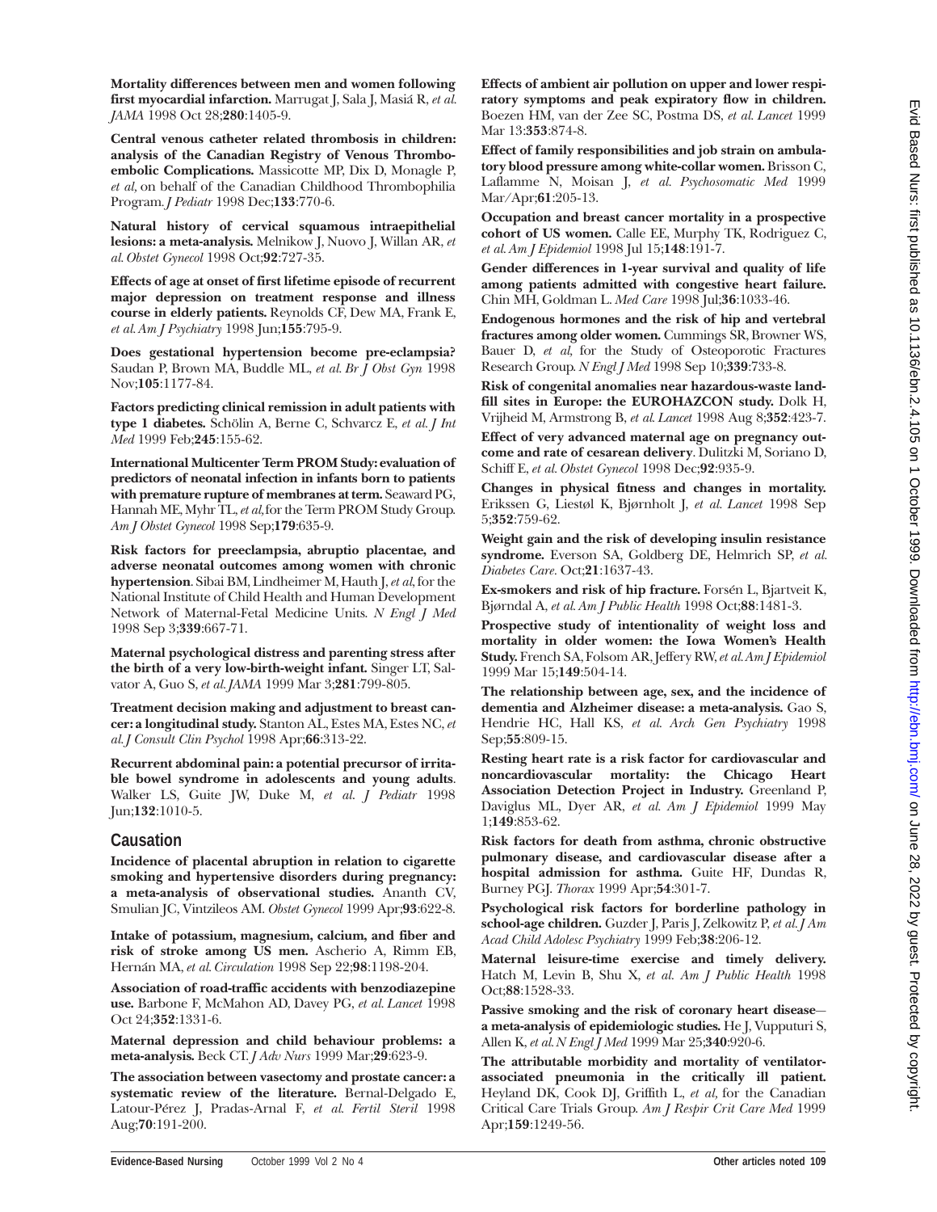**Mortality differences between men and women following first myocardial infarction.** Marrugat J, Sala J, Masiá R, *et al. JAMA* 1998 Oct 28;**280**:1405-9.

**Central venous catheter related thrombosis in children: analysis of the Canadian Registry of Venous Thromboembolic Complications.** Massicotte MP, Dix D, Monagle P, *et al*, on behalf of the Canadian Childhood Thrombophilia Program. *J Pediatr* 1998 Dec;**133**:770-6.

**Natural history of cervical squamous intraepithelial lesions: a meta-analysis.** Melnikow J, Nuovo J, Willan AR, *et al. Obstet Gynecol* 1998 Oct;**92**:727-35.

**Effects of age at onset of first lifetime episode of recurrent major depression on treatment response and illness course in elderly patients.** Reynolds CF, Dew MA, Frank E, *et al. Am J Psychiatry* 1998 Jun;**155**:795-9.

**Does gestational hypertension become pre-eclampsia?** Saudan P, Brown MA, Buddle ML, *et al. Br J Obst Gyn* 1998 Nov;**105**:1177-84.

**Factors predicting clinical remission in adult patients with type 1 diabetes.** Schölin A, Berne C, Schvarcz E, *et al. J Int Med* 1999 Feb;**245**:155-62.

**International Multicenter Term PROM Study: evaluation of predictors of neonatal infection in infants born to patients with premature rupture of membranes at term.** Seaward PG, Hannah ME, Myhr TL, *et al*, for the Term PROM Study Group. *Am J Obstet Gynecol* 1998 Sep;**179**:635-9.

**Risk factors for preeclampsia, abruptio placentae, and adverse neonatal outcomes among women with chronic hypertension**. Sibai BM, Lindheimer M, Hauth J, *et al*, for the National Institute of Child Health and Human Development Network of Maternal-Fetal Medicine Units. *N Engl J Med* 1998 Sep 3;**339**:667-71.

**Maternal psychological distress and parenting stress after the birth of a very low-birth-weight infant.** Singer LT, Salvator A, Guo S, *et al. JAMA* 1999 Mar 3;**281**:799-805.

**Treatment decision making and adjustment to breast cancer: a longitudinal study.** Stanton AL, Estes MA, Estes NC, *et al. J Consult Clin Psychol* 1998 Apr;**66**:313-22.

**Recurrent abdominal pain: a potential precursor of irritable bowel syndrome in adolescents and young adults**. Walker LS, Guite JW, Duke M, *et al. J Pediatr* 1998 Jun;**132**:1010-5.

## Causation

**Incidence of placental abruption in relation to cigarette smoking and hypertensive disorders during pregnancy: a meta-analysis of observational studies.** Ananth CV, Smulian JC, Vintzileos AM. *Obstet Gynecol* 1999 Apr;**93**:622-8.

**Intake of potassium, magnesium, calcium, and fiber and risk of stroke among US men.** Ascherio A, Rimm EB, Hernán MA, *et al. Circulation* 1998 Sep 22;**98**:1198-204.

**Association of road-traffic accidents with benzodiazepine use.** Barbone F, McMahon AD, Davey PG, *et al. Lancet* 1998 Oct 24;**352**:1331-6.

**Maternal depression and child behaviour problems: a meta-analysis.** Beck CT. *J Adv Nurs* 1999 Mar;**29**:623-9.

**The association between vasectomy and prostate cancer: a systematic review of the literature.** Bernal-Delgado E, Latour-Pérez J, Pradas-Arnal F, *et al. Fertil Steril* 1998 Aug;**70**:191-200.

**Effects of ambient air pollution on upper and lower respiratory symptoms and peak expiratory flow in children.** Boezen HM, van der Zee SC, Postma DS, *et al. Lancet* 1999 Mar 13:**353**:874-8.

**Effect of family responsibilities and job strain on ambulatory blood pressure among white-collar women.** Brisson C, Laflamme N, Moisan J, *et al. Psychosomatic Med* 1999 Mar/Apr;**61**:205-13.

**Occupation and breast cancer mortality in a prospective cohort of US women.** Calle EE, Murphy TK, Rodriguez C, *et al. Am J Epidemiol* 1998 Jul 15;**148**:191-7.

**Gender differences in 1-year survival and quality of life among patients admitted with congestive heart failure.** Chin MH, Goldman L. *Med Care* 1998 Jul;**36**:1033-46.

**Endogenous hormones and the risk of hip and vertebral fractures among older women.** Cummings SR, Browner WS, Bauer D, *et al*, for the Study of Osteoporotic Fractures Research Group. *N Engl J Med* 1998 Sep 10;**339**:733-8.

**Risk of congenital anomalies near hazardous-waste landfill sites in Europe: the EUROHAZCON study.** Dolk H, Vrijheid M, Armstrong B, *et al. Lancet* 1998 Aug 8;**352**:423-7.

**Effect of very advanced maternal age on pregnancy outcome and rate of cesarean delivery**. Dulitzki M, Soriano D, Schiff E, *et al. Obstet Gynecol* 1998 Dec;**92**:935-9.

**Changes in physical fitness and changes in mortality.** Erikssen G, Liestøl K, Bjørnholt J, *et al. Lancet* 1998 Sep 5;**352**:759-62.

**Weight gain and the risk of developing insulin resistance syndrome.** Everson SA, Goldberg DE, Helmrich SP, *et al. Diabetes Care*. Oct;**21**:1637-43.

**Ex-smokers and risk of hip fracture.** Forsén L, Bjartveit K, Bjørndal A, *et al. Am J Public Health* 1998 Oct;**88**:1481-3.

**Prospective study of intentionality of weight loss and mortality in older women: the Iowa Women's Health Study.** French SA, Folsom AR, Jeffery RW, *et al. Am J Epidemiol* 1999 Mar 15;**149**:504-14.

**The relationship between age, sex, and the incidence of dementia and Alzheimer disease: a meta-analysis.** Gao S, Hendrie HC, Hall KS, *et al. Arch Gen Psychiatry* 1998 Sep;**55**:809-15.

**Resting heart rate is a risk factor for cardiovascular and noncardiovascular mortality: the Chicago Heart Association Detection Project in Industry.** Greenland P, Daviglus ML, Dyer AR, *et al. Am J Epidemiol* 1999 May 1;**149**:853-62.

**Risk factors for death from asthma, chronic obstructive pulmonary disease, and cardiovascular disease after a hospital admission for asthma.** Guite HF, Dundas R, Burney PGJ. *Thorax* 1999 Apr;**54**:301-7.

**Psychological risk factors for borderline pathology in school-age children.** Guzder J, Paris J, Zelkowitz P, *et al. J Am Acad Child Adolesc Psychiatry* 1999 Feb;**38**:206-12.

**Maternal leisure-time exercise and timely delivery.** Hatch M, Levin B, Shu X, *et al. Am J Public Health* 1998 Oct;**88**:1528-33.

**Passive smoking and the risk of coronary heart disease—a meta-analysis of epidemiologic studies.** He J, Vupputuri S, Allen K, *et al. N Engl J Med* 1999 Mar 25;**340**:920-6.

**The attributable morbidity and mortality of ventilator-associated pneumonia in the critically ill patient.** Heyland DK, Cook DJ, Griffith L, *et al*, for the Canadian Critical Care Trials Group. *Am J Respir Crit Care Med* 1999 Apr;**159**:1249-56.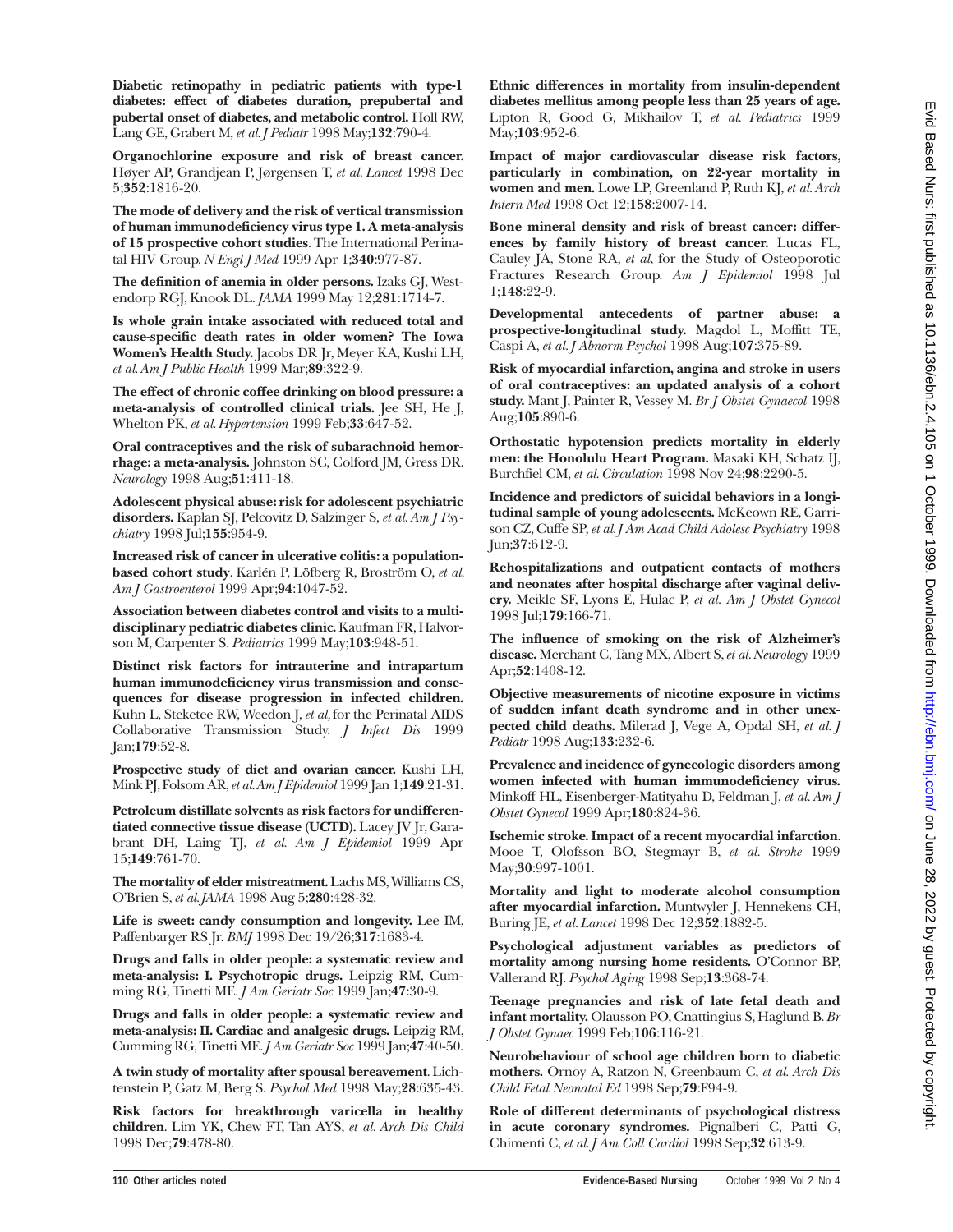**Diabetic retinopathy in pediatric patients with type-1 diabetes: effect of diabetes duration, prepubertal and pubertal onset of diabetes, and metabolic control.** Holl RW, Lang GE, Grabert M, *et al. J Pediatr* 1998 May;**132**:790-4.

**Organochlorine exposure and risk of breast cancer.** Høyer AP, Grandjean P, Jørgensen T, *et al. Lancet* 1998 Dec 5;**352**:1816-20.

**The mode of delivery and the risk of vertical transmission of human immunodeficiency virus type 1. A meta-analysis of 15 prospective cohort studies**. The International Perinatal HIV Group. *N Engl J Med* 1999 Apr 1;**340**:977-87.

**The definition of anemia in older persons.** Izaks GJ, Westendorp RGJ, Knook DL. *JAMA* 1999 May 12;**281**:1714-7.

**Is whole grain intake associated with reduced total and cause-specific death rates in older women? The Iowa Women's Health Study.** Jacobs DR Jr, Meyer KA, Kushi LH, *et al. Am J Public Health* 1999 Mar;**89**:322-9.

**The effect of chronic coffee drinking on blood pressure: a meta-analysis of controlled clinical trials.** Jee SH, He J, Whelton PK, *et al. Hypertension* 1999 Feb;**33**:647-52.

**Oral contraceptives and the risk of subarachnoid hemorrhage: a meta-analysis.** Johnston SC, Colford JM, Gress DR. *Neurology* 1998 Aug;**51**:411-18.

**Adolescent physical abuse: risk for adolescent psychiatric disorders.** Kaplan SJ, Pelcovitz D, Salzinger S, *et al. Am J Psychiatry* 1998 Jul;**155**:954-9.

**Increased risk of cancer in ulcerative colitis: a population-based cohort study**. Karlén P, Löfberg R, Broström O, *et al. Am J Gastroenterol* 1999 Apr;**94**:1047-52.

**Association between diabetes control and visits to a multidisciplinary pediatric diabetes clinic.** Kaufman FR, Halvorson M, Carpenter S. *Pediatrics* 1999 May;**103**:948-51.

**Distinct risk factors for intrauterine and intrapartum human immunodeficiency virus transmission and consequences for disease progression in infected children.** Kuhn L, Steketee RW, Weedon J, *et al,* for the Perinatal AIDS Collaborative Transmission Study. *J Infect Dis* 1999 Jan;**179**:52-8.

**Prospective study of diet and ovarian cancer.** Kushi LH, Mink PJ, Folsom AR, *et al. Am J Epidemiol* 1999 Jan 1;**149**:21-31.

**Petroleum distillate solvents as risk factors for undifferentiated connective tissue disease (UCTD).** Lacey JV Jr, Garabrant DH, Laing TJ, *et al. Am J Epidemiol* 1999 Apr 15;**149**:761-70.

**The mortality of elder mistreatment.** Lachs MS, Williams CS, O'Brien S, *et al. JAMA* 1998 Aug 5;**280**:428-32.

**Life is sweet: candy consumption and longevity.** Lee IM, Paffenbarger RS Jr. *BMJ* 1998 Dec 19/26;**317**:1683-4.

**Drugs and falls in older people: a systematic review and meta-analysis: I. Psychotropic drugs.** Leipzig RM, Cumming RG, Tinetti ME. *J Am Geriatr Soc* 1999 Jan;**47**:30-9.

**Drugs and falls in older people: a systematic review and meta-analysis: II. Cardiac and analgesic drugs.** Leipzig RM, Cumming RG, Tinetti ME. *J Am Geriatr Soc* 1999 Jan;**47**:40-50.

**A twin study of mortality after spousal bereavement**. Lichtenstein P, Gatz M, Berg S. *Psychol Med* 1998 May;**28**:635-43.

**Risk factors for breakthrough varicella in healthy children**. Lim YK, Chew FT, Tan AYS, *et al. Arch Dis Child* 1998 Dec;**79**:478-80.

**Ethnic differences in mortality from insulin-dependent diabetes mellitus among people less than 25 years of age.** Lipton R, Good G, Mikhailov T, *et al. Pediatrics* 1999 May;**103**:952-6.

**Impact of major cardiovascular disease risk factors, particularly in combination, on 22-year mortality in women and men.** Lowe LP, Greenland P, Ruth KJ, *et al. Arch Intern Med* 1998 Oct 12;**158**:2007-14.

**Bone mineral density and risk of breast cancer: differences by family history of breast cancer.** Lucas FL, Cauley JA, Stone RA, *et al*, for the Study of Osteoporotic Fractures Research Group. *Am J Epidemiol* 1998 Jul 1;**148**:22-9.

**Developmental antecedents of partner abuse: a prospective-longitudinal study.** Magdol L, Moffitt TE, Caspi A, *et al. J Abnorm Psychol* 1998 Aug;**107**:375-89.

**Risk of myocardial infarction, angina and stroke in users of oral contraceptives: an updated analysis of a cohort study.** Mant J, Painter R, Vessey M. *Br J Obstet Gynaecol* 1998 Aug;**105**:890-6.

**Orthostatic hypotension predicts mortality in elderly men: the Honolulu Heart Program.** Masaki KH, Schatz IJ, Burchfiel CM, *et al. Circulation* 1998 Nov 24;**98**:2290-5.

**Incidence and predictors of suicidal behaviors in a longitudinal sample of young adolescents.** McKeown RE, Garrison CZ, Cuffe SP, *et al. J Am Acad Child Adolesc Psychiatry* 1998 Jun;**37**:612-9.

**Rehospitalizations and outpatient contacts of mothers and neonates after hospital discharge after vaginal delivery.** Meikle SF, Lyons E, Hulac P, *et al. Am J Obstet Gynecol* 1998 Jul;**179**:166-71.

**The influence of smoking on the risk of Alzheimer's disease.** Merchant C, Tang MX, Albert S, *et al. Neurology* 1999 Apr;**52**:1408-12.

**Objective measurements of nicotine exposure in victims of sudden infant death syndrome and in other unexpected child deaths.** Milerad J, Vege A, Opdal SH, *et al. J Pediatr* 1998 Aug;**133**:232-6.

**Prevalence and incidence of gynecologic disorders among women infected with human immunodeficiency virus.** Minkoff HL, Eisenberger-Matityahu D, Feldman J, *et al. Am J Obstet Gynecol* 1999 Apr;**180**:824-36.

**Ischemic stroke. Impact of a recent myocardial infarction**. Mooe T, Olofsson BO, Stegmayr B, *et al. Stroke* 1999 May;**30**:997-1001.

**Mortality and light to moderate alcohol consumption after myocardial infarction.** Muntwyler J, Hennekens CH, Buring JE, *et al. Lancet* 1998 Dec 12;**352**:1882-5.

**Psychological adjustment variables as predictors of mortality among nursing home residents.** O'Connor BP, Vallerand RJ. *Psychol Aging* 1998 Sep;**13**:368-74.

**Teenage pregnancies and risk of late fetal death and infant mortality.** Olausson PO, Cnattingius S, Haglund B. *Br J Obstet Gynaec* 1999 Feb;**106**:116-21.

**Neurobehaviour of school age children born to diabetic mothers.** Ornoy A, Ratzon N, Greenbaum C, *et al. Arch Dis Child Fetal Neonatal Ed* 1998 Sep;**79**:F94-9.

**Role of different determinants of psychological distress in acute coronary syndromes.** Pignalberi C, Patti G, Chimenti C, *et al. J Am Coll Cardiol* 1998 Sep;**32**:613-9.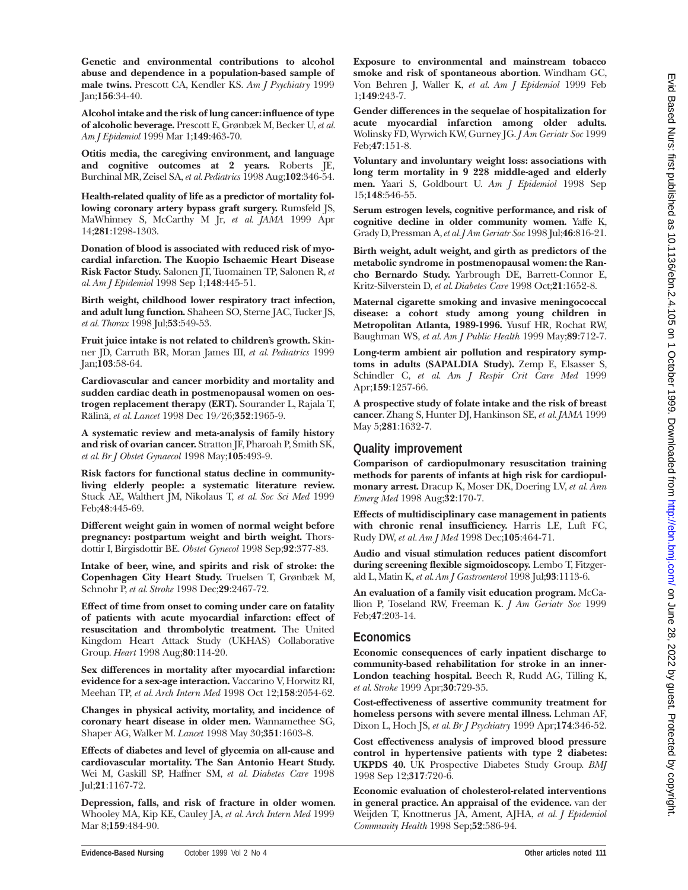**Genetic and environmental contributions to alcohol abuse and dependence in a population-based sample of male twins.** Prescott CA, Kendler KS. *Am J Psychiatry* 1999 Jan;**156**:34-40.

**Alcohol intake and the risk of lung cancer: influence of type of alcoholic beverage.** Prescott E, Grønbæk M, Becker U, *et al. Am J Epidemiol* 1999 Mar 1;**149**:463-70.

**Otitis media, the caregiving environment, and language and cognitive outcomes at 2 years.** Roberts JE, Burchinal MR, Zeisel SA, *et al. Pediatrics* 1998 Aug;**102**:346-54.

**Health-related quality of life as a predictor of mortality following coronary artery bypass graft surgery.** Rumsfeld JS, MaWhinney S, McCarthy M Jr, *et al. JAMA* 1999 Apr 14;**281**:1298-1303.

**Donation of blood is associated with reduced risk of myocardial infarction. The Kuopio Ischaemic Heart Disease Risk Factor Study.** Salonen JT, Tuomainen TP, Salonen R, *et al. Am J Epidemiol* 1998 Sep 1;**148**:445-51.

**Birth weight, childhood lower respiratory tract infection, and adult lung function.** Shaheen SO, Sterne JAC, Tucker JS, *et al. Thorax* 1998 Jul;**53**:549-53.

**Fruit juice intake is not related to children's growth.** Skinner JD, Carruth BR, Moran James III, *et al. Pediatrics* 1999 Jan;**103**:58-64.

**Cardiovascular and cancer morbidity and mortality and sudden cardiac death in postmenopausal women on oestrogen replacement therapy (ERT).** Sourander L, Rajala T, Rälinä, *et al. Lancet* 1998 Dec 19/26;**352**:1965-9.

**A systematic review and meta-analysis of family history and risk of ovarian cancer.** Stratton JF, Pharoah P, Smith SK, *et al. Br J Obstet Gynaecol* 1998 May;**105**:493-9.

**Risk factors for functional status decline in community-living elderly people: a systematic literature review.** Stuck AE, Walthert JM, Nikolaus T, *et al. Soc Sci Med* 1999 Feb;**48**:445-69.

**Different weight gain in women of normal weight before pregnancy: postpartum weight and birth weight.** Thorsdottir I, Birgisdottir BE. *Obstet Gynecol* 1998 Sep;**92**:377-83.

**Intake of beer, wine, and spirits and risk of stroke: the Copenhagen City Heart Study.** Truelsen T, Grønbæk M, Schnohr P, *et al. Stroke* 1998 Dec;**29**:2467-72.

**Effect of time from onset to coming under care on fatality of patients with acute myocardial infarction: effect of resuscitation and thrombolytic treatment.** The United Kingdom Heart Attack Study (UKHAS) Collaborative Group. *Heart* 1998 Aug;**80**:114-20.

**Sex differences in mortality after myocardial infarction: evidence for a sex-age interaction.** Vaccarino V, Horwitz RI, Meehan TP, *et al. Arch Intern Med* 1998 Oct 12;**158**:2054-62.

**Changes in physical activity, mortality, and incidence of coronary heart disease in older men.** Wannamethee SG, Shaper AG, Walker M. *Lancet* 1998 May 30;**351**:1603-8.

**Effects of diabetes and level of glycemia on all-cause and cardiovascular mortality. The San Antonio Heart Study.** Wei M, Gaskill SP, Haffner SM, *et al. Diabetes Care* 1998 Jul;**21**:1167-72.

**Depression, falls, and risk of fracture in older women.** Whooley MA, Kip KE, Cauley JA, *et al. Arch Intern Med* 1999 Mar 8;**159**:484-90.

**Exposure to environmental and mainstream tobacco smoke and risk of spontaneous abortion**. Windham GC, Von Behren J, Waller K, *et al. Am J Epidemiol* 1999 Feb 1;**149**:243-7.

**Gender differences in the sequelae of hospitalization for acute myocardial infarction among older adults.** Wolinsky FD, Wyrwich KW, Gurney JG. *J Am Geriatr Soc* 1999 Feb;**47**:151-8.

**Voluntary and involuntary weight loss: associations with long term mortality in 9 228 middle-aged and elderly men.** Yaari S, Goldbourt U. *Am J Epidemiol* 1998 Sep 15;**148**:546-55.

**Serum estrogen levels, cognitive performance, and risk of cognitive decline in older community women.** Yaffe K, Grady D, Pressman A, *et al. J Am Geriatr Soc* 1998 Jul;**46**:816-21.

**Birth weight, adult weight, and girth as predictors of the metabolic syndrome in postmenopausal women: the Rancho Bernardo Study.** Yarbrough DE, Barrett-Connor E, Kritz-Silverstein D, *et al. Diabetes Care* 1998 Oct;**21**:1652-8.

**Maternal cigarette smoking and invasive meningococcal disease: a cohort study among young children in Metropolitan Atlanta, 1989-1996.** Yusuf HR, Rochat RW, Baughman WS, *et al. Am J Public Health* 1999 May;**89**:712-7.

**Long-term ambient air pollution and respiratory symptoms in adults (SAPALDIA Study).** Zemp E, Elsasser S, Schindler C, *et al. Am J Respir Crit Care Med* 1999 Apr;**159**:1257-66.

**A prospective study of folate intake and the risk of breast cancer**. Zhang S, Hunter DJ, Hankinson SE, *et al. JAMA* 1999 May 5;**281**:1632-7.

## Quality improvement

**Comparison of cardiopulmonary resuscitation training methods for parents of infants at high risk for cardiopulmonary arrest.** Dracup K, Moser DK, Doering LV, *et al. Ann Emerg Med* 1998 Aug;**32**:170-7.

**Effects of multidisciplinary case management in patients with chronic renal insufficiency.** Harris LE, Luft FC, Rudy DW, *et al. Am J Med* 1998 Dec;**105**:464-71.

**Audio and visual stimulation reduces patient discomfort during screening flexible sigmoidoscopy.** Lembo T, Fitzgerald L, Matin K, *et al. Am J Gastroenterol* 1998 Jul;**93**:1113-6.

**An evaluation of a family visit education program.** McCallion P, Toseland RW, Freeman K. *J Am Geriatr Soc* 1999 Feb;**47**:203-14.

## Economics

**Economic consequences of early inpatient discharge to community-based rehabilitation for stroke in an inner-London teaching hospital.** Beech R, Rudd AG, Tilling K, *et al. Stroke* 1999 Apr;**30**:729-35.

**Cost-effectiveness of assertive community treatment for homeless persons with severe mental illness.** Lehman AF, Dixon L, Hoch JS, *et al. Br J Psychiatry* 1999 Apr;**174**:346-52.

**Cost effectiveness analysis of improved blood pressure control in hypertensive patients with type 2 diabetes: UKPDS 40.** UK Prospective Diabetes Study Group. *BMJ* 1998 Sep 12;**317**:720-6.

**Economic evaluation of cholesterol-related interventions in general practice. An appraisal of the evidence.** van der Weijden T, Knottnerus JA, Ament, AJHA, *et al. J Epidemiol Community Health* 1998 Sep;**52**:586-94.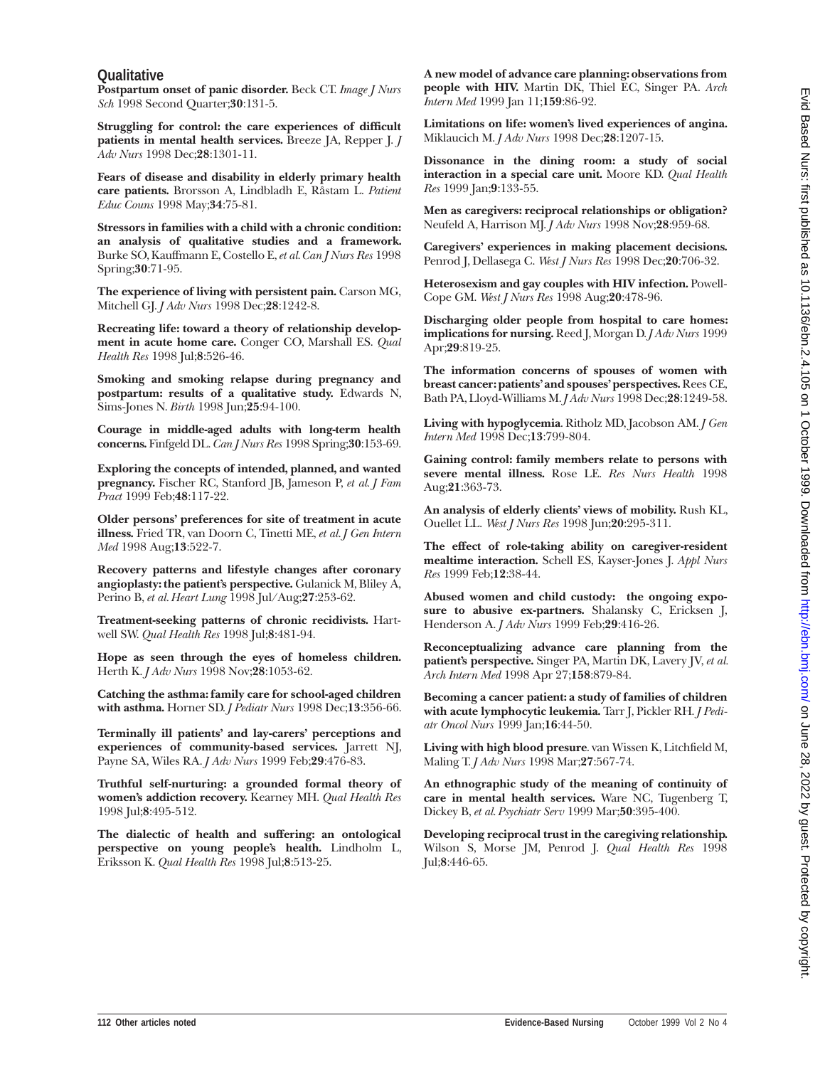## Qualitative

**Postpartum onset of panic disorder.** Beck CT. *Image J Nurs Sch* 1998 Second Quarter;**30**:131-5.

**Struggling for control: the care experiences of difficult patients in mental health services.** Breeze JA, Repper J. *J Adv Nurs* 1998 Dec;**28**:1301-11.

**Fears of disease and disability in elderly primary health care patients.** Brorsson A, Lindbladh E, Råstam L. *Patient Educ Couns* 1998 May;**34**:75-81.

**Stressors in families with a child with a chronic condition: an analysis of qualitative studies and a framework.** Burke SO, Kauffmann E, Costello E, *et al. Can J Nurs Res* 1998 Spring;**30**:71-95.

**The experience of living with persistent pain.** Carson MG, Mitchell GJ. *J Adv Nurs* 1998 Dec;**28**:1242-8.

**Recreating life: toward a theory of relationship development in acute home care.** Conger CO, Marshall ES. *Qual Health Res* 1998 Jul;**8**:526-46.

**Smoking and smoking relapse during pregnancy and postpartum: results of a qualitative study.** Edwards N, Sims-Jones N. *Birth* 1998 Jun;**25**:94-100.

**Courage in middle-aged adults with long-term health concerns.** Finfgeld DL. *Can J Nurs Res* 1998 Spring;**30**:153-69.

**Exploring the concepts of intended, planned, and wanted pregnancy.** Fischer RC, Stanford JB, Jameson P, *et al. J Fam Pract* 1999 Feb;**48**:117-22.

**Older persons' preferences for site of treatment in acute illness.** Fried TR, van Doorn C, Tinetti ME, *et al. J Gen Intern Med* 1998 Aug;**13**:522-7.

**Recovery patterns and lifestyle changes after coronary angioplasty: the patient's perspective.** Gulanick M, Bliley A, Perino B, *et al. Heart Lung* 1998 Jul/Aug;**27**:253-62.

**Treatment-seeking patterns of chronic recidivists.** Hartwell SW. *Qual Health Res* 1998 Jul;**8**:481-94.

**Hope as seen through the eyes of homeless children.** Herth K. *J Adv Nurs* 1998 Nov;**28**:1053-62.

**Catching the asthma: family care for school-aged children with asthma.** Horner SD. *J Pediatr Nurs* 1998 Dec;**13**:356-66.

**Terminally ill patients' and lay-carers' perceptions and experiences of community-based services.** Jarrett NJ, Payne SA, Wiles RA. *J Adv Nurs* 1999 Feb;**29**:476-83.

**Truthful self-nurturing: a grounded formal theory of women's addiction recovery.** Kearney MH. *Qual Health Res* 1998 Jul;**8**:495-512.

**The dialectic of health and suffering: an ontological perspective on young people's health.** Lindholm L, Eriksson K. *Qual Health Res* 1998 Jul;**8**:513-25.

**A new model of advance care planning: observations from people with HIV.** Martin DK, Thiel EC, Singer PA. *Arch Intern Med* 1999 Jan 11;**159**:86-92.

**Limitations on life: women's lived experiences of angina.** Miklaucich M. *J Adv Nurs* 1998 Dec;**28**:1207-15.

**Dissonance in the dining room: a study of social interaction in a special care unit.** Moore KD. *Qual Health Res* 1999 Jan;**9**:133-55.

**Men as caregivers: reciprocal relationships or obligation?** Neufeld A, Harrison MJ. *J Adv Nurs* 1998 Nov;**28**:959-68.

**Caregivers' experiences in making placement decisions.** Penrod J, Dellasega C. *West J Nurs Res* 1998 Dec;**20**:706-32.

**Heterosexism and gay couples with HIV infection.** Powell-Cope GM. *West J Nurs Res* 1998 Aug;**20**:478-96.

**Discharging older people from hospital to care homes: implications for nursing.** Reed J, Morgan D. *J Adv Nurs* 1999 Apr;**29**:819-25.

**The information concerns of spouses of women with breast cancer: patients' and spouses' perspectives.** Rees CE, Bath PA, Lloyd-Williams M. *J Adv Nurs* 1998 Dec;**28**:1249-58.

**Living with hypoglycemia**. Ritholz MD, Jacobson AM. *J Gen Intern Med* 1998 Dec;**13**:799-804.

**Gaining control: family members relate to persons with severe mental illness.** Rose LE. *Res Nurs Health* 1998 Aug;**21**:363-73.

**An analysis of elderly clients' views of mobility.** Rush KL, Ouellet LL. *West J Nurs Res* 1998 Jun;**20**:295-311.

**The effect of role-taking ability on caregiver-resident mealtime interaction.** Schell ES, Kayser-Jones J. *Appl Nurs Res* 1999 Feb;**12**:38-44.

**Abused women and child custody: the ongoing exposure to abusive ex-partners.** Shalansky C, Ericksen J, Henderson A. *J Adv Nurs* 1999 Feb;**29**:416-26.

**Reconceptualizing advance care planning from the patient's perspective.** Singer PA, Martin DK, Lavery JV, *et al. Arch Intern Med* 1998 Apr 27;**158**:879-84.

**Becoming a cancer patient: a study of families of children with acute lymphocytic leukemia.** Tarr J, Pickler RH. *J Pediatr Oncol Nurs* 1999 Jan;**16**:44-50.

**Living with high blood presure**. van Wissen K, Litchfield M, Maling T. *J Adv Nurs* 1998 Mar;**27**:567-74.

**An ethnographic study of the meaning of continuity of care in mental health services.** Ware NC, Tugenberg T, Dickey B, *et al. Psychiatr Serv* 1999 Mar;**50**:395-400.

**Developing reciprocal trust in the caregiving relationship.** Wilson S, Morse JM, Penrod J. *Qual Health Res* 1998 Jul;**8**:446-65.